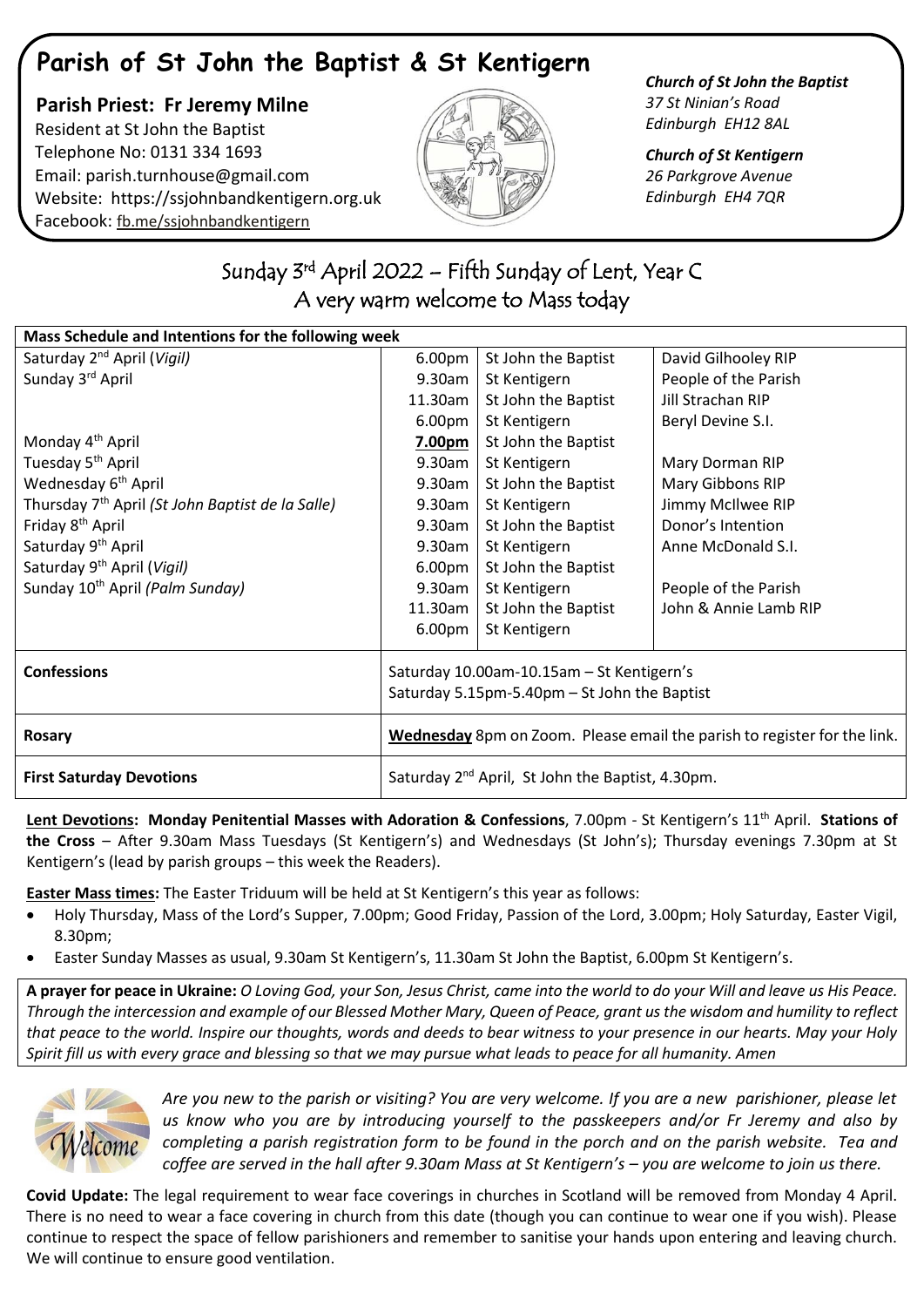# Parish of St John the Baptist & St Kentigern

**Parish Priest: Fr Jeremy Milne**
Resident at St John the Baptist
Telephone No: 0131 334 1693
Email: parish.turnhouse@gmail.com
Website: https://ssjohnbandkentigern.org.uk
Facebook: fb.me/ssjohnbandkentigern

***Church of St John the Baptist***
*37 St Ninian's Road*
*Edinburgh EH12 8AL*

***Church of St Kentigern***
*26 Parkgrove Avenue*
*Edinburgh EH4 7QR*

## Sunday 3rd April 2022 – Fifth Sunday of Lent, Year C
## A very warm welcome to Mass today

| **Mass Schedule and Intentions for the following week** | | | |
|---|---|---|---|
| Saturday 2nd April (*Vigil*) | 6.00pm | St John the Baptist | David Gilhooley RIP |
| Sunday 3rd April | 9.30am | St Kentigern | People of the Parish |
| | 11.30am | St John the Baptist | Jill Strachan RIP |
| | 6.00pm | St Kentigern | Beryl Devine S.I. |
| Monday 4th April | **7.00pm** | St John the Baptist | |
| Tuesday 5th April | 9.30am | St Kentigern | Mary Dorman RIP |
| Wednesday 6th April | 9.30am | St John the Baptist | Mary Gibbons RIP |
| Thursday 7th April (*St John Baptist de la Salle)* | 9.30am | St Kentigern | Jimmy McIlwee RIP |
| Friday 8th April | 9.30am | St John the Baptist | Donor's Intention |
| Saturday 9th April | 9.30am | St Kentigern | Anne McDonald S.I. |
| Saturday 9th April (*Vigil*) | 6.00pm | St John the Baptist | |
| Sunday 10th April *(Palm Sunday)* | 9.30am | St Kentigern | People of the Parish |
| | 11.30am | St John the Baptist | John & Annie Lamb RIP |
| | 6.00pm | St Kentigern | |
| **Confessions** | Saturday 10.00am-10.15am – St Kentigern's<br>Saturday 5.15pm-5.40pm – St John the Baptist | | |
| **Rosary** | **Wednesday** 8pm on Zoom. Please email the parish to register for the link. | | |
| **First Saturday Devotions** | Saturday 2nd April, St John the Baptist, 4.30pm. | | |

**Lent Devotions: Monday Penitential Masses with Adoration & Confessions**, 7.00pm - St Kentigern's 11th April. **Stations of the Cross** – After 9.30am Mass Tuesdays (St Kentigern's) and Wednesdays (St John's); Thursday evenings 7.30pm at St Kentigern's (lead by parish groups – this week the Readers).

**Easter Mass times:** The Easter Triduum will be held at St Kentigern's this year as follows:

- Holy Thursday, Mass of the Lord's Supper, 7.00pm; Good Friday, Passion of the Lord, 3.00pm; Holy Saturday, Easter Vigil, 8.30pm;
- Easter Sunday Masses as usual, 9.30am St Kentigern's, 11.30am St John the Baptist, 6.00pm St Kentigern's.

**A prayer for peace in Ukraine:** *O Loving God, your Son, Jesus Christ, came into the world to do your Will and leave us His Peace. Through the intercession and example of our Blessed Mother Mary, Queen of Peace, grant us the wisdom and humility to reflect that peace to the world. Inspire our thoughts, words and deeds to bear witness to your presence in our hearts. May your Holy Spirit fill us with every grace and blessing so that we may pursue what leads to peace for all humanity. Amen*

*Are you new to the parish or visiting? You are very welcome. If you are a new parishioner, please let us know who you are by introducing yourself to the passkeepers and/or Fr Jeremy and also by completing a parish registration form to be found in the porch and on the parish website. Tea and coffee are served in the hall after 9.30am Mass at St Kentigern's – you are welcome to join us there.*

**Covid Update:** The legal requirement to wear face coverings in churches in Scotland will be removed from Monday 4 April. There is no need to wear a face covering in church from this date (though you can continue to wear one if you wish). Please continue to respect the space of fellow parishioners and remember to sanitise your hands upon entering and leaving church. We will continue to ensure good ventilation.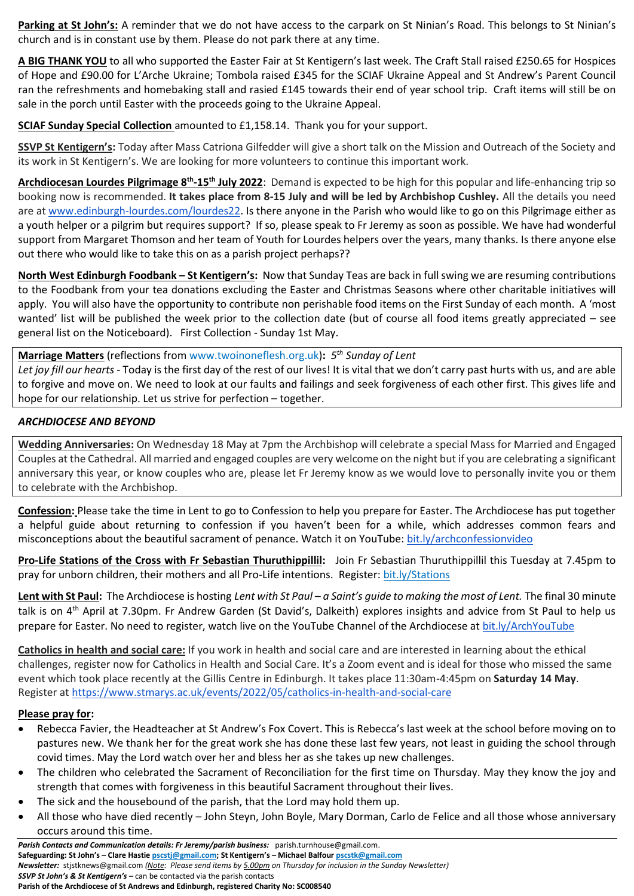**Parking at St John's:** A reminder that we do not have access to the carpark on St Ninian's Road. This belongs to St Ninian's church and is in constant use by them. Please do not park there at any time.

**A BIG THANK YOU** to all who supported the Easter Fair at St Kentigern's last week. The Craft Stall raised £250.65 for Hospices of Hope and £90.00 for L'Arche Ukraine; Tombola raised £345 for the SCIAF Ukraine Appeal and St Andrew's Parent Council ran the refreshments and homebaking stall and rasied £145 towards their end of year school trip. Craft items will still be on sale in the porch until Easter with the proceeds going to the Ukraine Appeal.

**SCIAF Sunday Special Collection** amounted to £1,158.14. Thank you for your support.

**SSVP St Kentigern's:** Today after Mass Catriona Gilfedder will give a short talk on the Mission and Outreach of the Society and its work in St Kentigern's. We are looking for more volunteers to continue this important work.

**Archdiocesan Lourdes Pilgrimage 8th-15th July 2022**: Demand is expected to be high for this popular and life-enhancing trip so booking now is recommended. **It takes place from 8-15 July and will be led by Archbishop Cushley.** All the details you need are at www.edinburgh-lourdes.com/lourdes22. Is there anyone in the Parish who would like to go on this Pilgrimage either as a youth helper or a pilgrim but requires support? If so, please speak to Fr Jeremy as soon as possible. We have had wonderful support from Margaret Thomson and her team of Youth for Lourdes helpers over the years, many thanks. Is there anyone else out there who would like to take this on as a parish project perhaps??

**North West Edinburgh Foodbank – St Kentigern's:** Now that Sunday Teas are back in full swing we are resuming contributions to the Foodbank from your tea donations excluding the Easter and Christmas Seasons where other charitable initiatives will apply. You will also have the opportunity to contribute non perishable food items on the First Sunday of each month. A 'most wanted' list will be published the week prior to the collection date (but of course all food items greatly appreciated – see general list on the Noticeboard). First Collection - Sunday 1st May.

**Marriage Matters** (reflections from www.twoinoneflesh.org.uk)**:** *5th Sunday of Lent*
*Let joy fill our hearts* - Today is the first day of the rest of our lives! It is vital that we don't carry past hurts with us, and are able to forgive and move on. We need to look at our faults and failings and seek forgiveness of each other first. This gives life and hope for our relationship. Let us strive for perfection – together.

## *ARCHDIOCESE AND BEYOND*

**Wedding Anniversaries:** On Wednesday 18 May at 7pm the Archbishop will celebrate a special Mass for Married and Engaged Couples at the Cathedral. All married and engaged couples are very welcome on the night but if you are celebrating a significant anniversary this year, or know couples who are, please let Fr Jeremy know as we would love to personally invite you or them to celebrate with the Archbishop.

**Confession:** Please take the time in Lent to go to Confession to help you prepare for Easter. The Archdiocese has put together a helpful guide about returning to confession if you haven't been for a while, which addresses common fears and misconceptions about the beautiful sacrament of penance. Watch it on YouTube: bit.ly/archconfessionvideo

**Pro-Life Stations of the Cross with Fr Sebastian Thuruthippillil:** Join Fr Sebastian Thuruthippillil this Tuesday at 7.45pm to pray for unborn children, their mothers and all Pro-Life intentions. Register: bit.ly/Stations

**Lent with St Paul:** The Archdiocese is hosting *Lent with St Paul – a Saint's guide to making the most of Lent.* The final 30 minute talk is on 4th April at 7.30pm. Fr Andrew Garden (St David's, Dalkeith) explores insights and advice from St Paul to help us prepare for Easter. No need to register, watch live on the YouTube Channel of the Archdiocese at bit.ly/ArchYouTube

**Catholics in health and social care:** If you work in health and social care and are interested in learning about the ethical challenges, register now for Catholics in Health and Social Care. It's a Zoom event and is ideal for those who missed the same event which took place recently at the Gillis Centre in Edinburgh. It takes place 11:30am-4:45pm on **Saturday 14 May**. Register at https://www.stmarys.ac.uk/events/2022/05/catholics-in-health-and-social-care

**Please pray for:**

- Rebecca Favier, the Headteacher at St Andrew's Fox Covert. This is Rebecca's last week at the school before moving on to pastures new. We thank her for the great work she has done these last few years, not least in guiding the school through covid times. May the Lord watch over her and bless her as she takes up new challenges.
- The children who celebrated the Sacrament of Reconciliation for the first time on Thursday. May they know the joy and strength that comes with forgiveness in this beautiful Sacrament throughout their lives.
- The sick and the housebound of the parish, that the Lord may hold them up.
- All those who have died recently – John Steyn, John Boyle, Mary Dorman, Carlo de Felice and all those whose anniversary occurs around this time.

***Parish Contacts and Communication details: Fr Jeremy/parish business:*** parish.turnhouse@gmail.com.
**Safeguarding: St John's – Clare Hastie pscstj@gmail.com; St Kentigern's – Michael Balfour pscstk@gmail.com**
***Newsletter:*** stjstknews@gmail.com *(Note: Please send items by 5.00pm on Thursday for inclusion in the Sunday Newsletter)*
***SSVP St John's & St Kentigern's –*** can be contacted via the parish contacts
**Parish of the Archdiocese of St Andrews and Edinburgh, registered Charity No: SC008540**